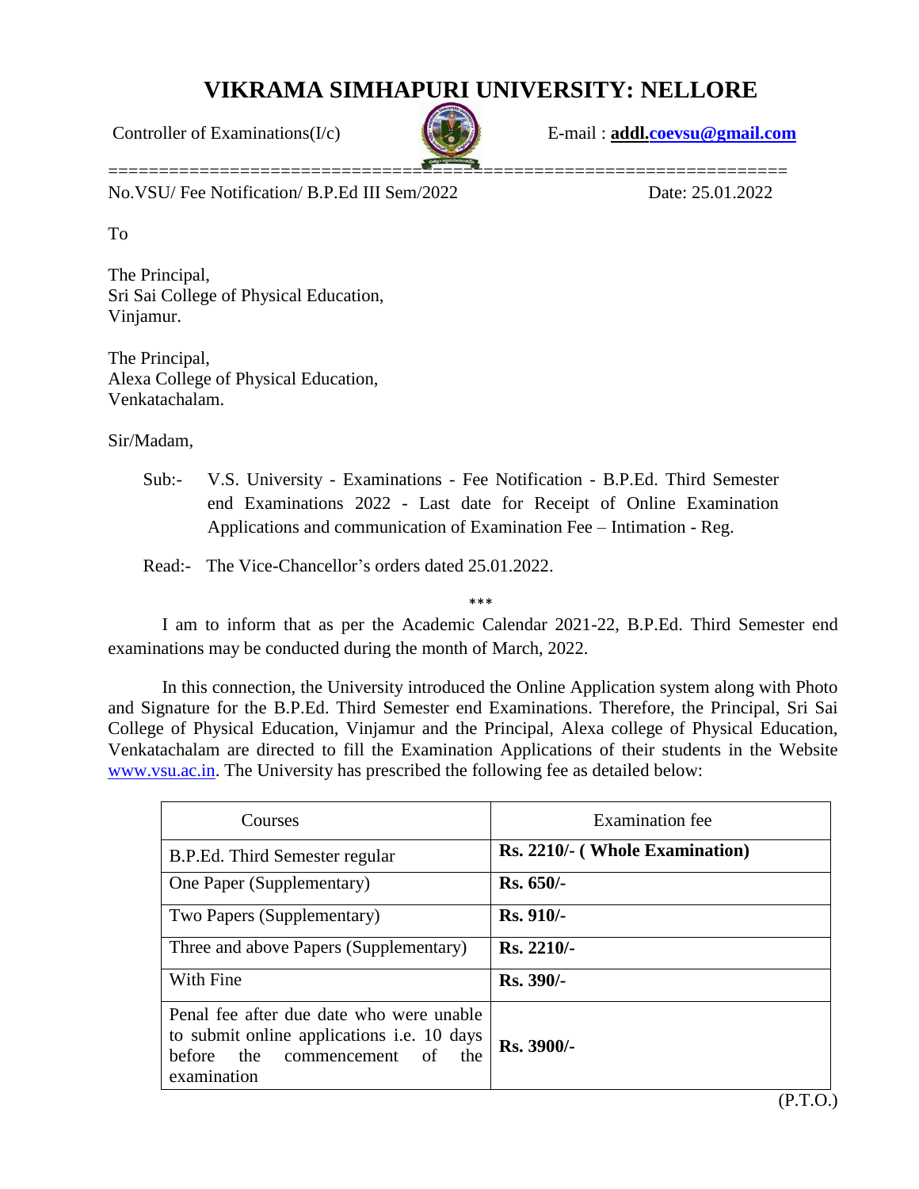# VIKRAMA SIMHAPURI UNIVERSITY: NELLORE

Controller of Examinations(I/c) E-mail : **addl.coevsu@gmail.com**

No.VSU/ Fee Notification/ B.P.Ed III Sem/2022 Date: 25.01.2022

To

The Principal,
Sri Sai College of Physical Education,
Vinjamur.

The Principal,
Alexa College of Physical Education,
Venkatachalam.

Sir/Madam,

Sub:- V.S. University - Examinations - Fee Notification - B.P.Ed. Third Semester end Examinations 2022 - Last date for Receipt of Online Examination Applications and communication of Examination Fee – Intimation - Reg.

Read:- The Vice-Chancellor's orders dated 25.01.2022.

\*\*\*

I am to inform that as per the Academic Calendar 2021-22, B.P.Ed. Third Semester end examinations may be conducted during the month of March, 2022.

In this connection, the University introduced the Online Application system along with Photo and Signature for the B.P.Ed. Third Semester end Examinations. Therefore, the Principal, Sri Sai College of Physical Education, Vinjamur and the Principal, Alexa college of Physical Education, Venkatachalam are directed to fill the Examination Applications of their students in the Website www.vsu.ac.in. The University has prescribed the following fee as detailed below:

| Courses | Examination fee |
|---|---|
| B.P.Ed. Third Semester regular | **Rs. 2210/- ( Whole Examination)** |
| One Paper (Supplementary) | **Rs. 650/-** |
| Two Papers (Supplementary) | **Rs. 910/-** |
| Three and above Papers (Supplementary) | **Rs. 2210/-** |
| With Fine | **Rs. 390/-** |
| Penal fee after due date who were unable to submit online applications i.e. 10 days before the commencement of the examination | **Rs. 3900/-** |

(P.T.O.)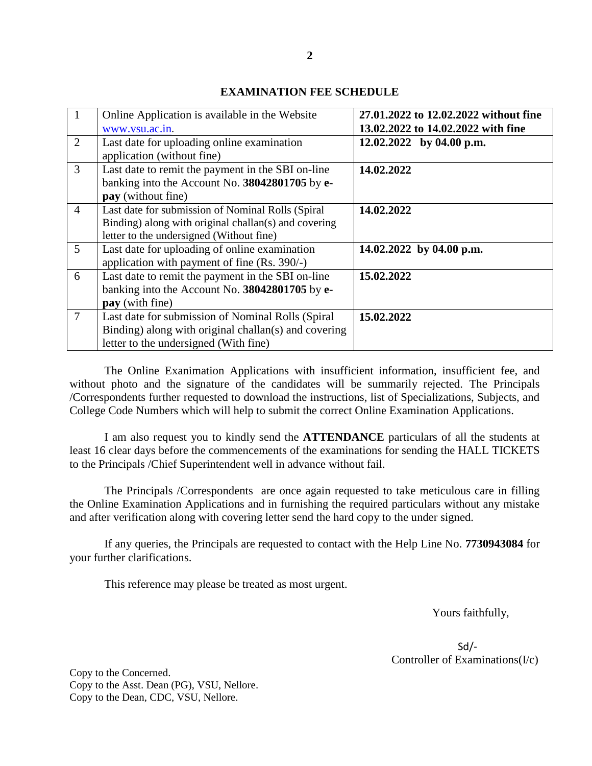## EXAMINATION FEE SCHEDULE

| | | |
|---|---|---|
| 1 | Online Application is available in the Website www.vsu.ac.in. | **27.01.2022 to 12.02.2022 without fine**<br>**13.02.2022 to 14.02.2022 with fine** |
| 2 | Last date for uploading online examination application (without fine) | **12.02.2022 by 04.00 p.m.** |
| 3 | Last date to remit the payment in the SBI on-line banking into the Account No. **38042801705** by **e-pay** (without fine) | **14.02.2022** |
| 4 | Last date for submission of Nominal Rolls (Spiral Binding) along with original challan(s) and covering letter to the undersigned (Without fine) | **14.02.2022** |
| 5 | Last date for uploading of online examination application with payment of fine (Rs. 390/-) | **14.02.2022 by 04.00 p.m.** |
| 6 | Last date to remit the payment in the SBI on-line banking into the Account No. **38042801705** by **e-pay** (with fine) | **15.02.2022** |
| 7 | Last date for submission of Nominal Rolls (Spiral Binding) along with original challan(s) and covering letter to the undersigned (With fine) | **15.02.2022** |

The Online Exanimation Applications with insufficient information, insufficient fee, and without photo and the signature of the candidates will be summarily rejected. The Principals /Correspondents further requested to download the instructions, list of Specializations, Subjects, and College Code Numbers which will help to submit the correct Online Examination Applications.

I am also request you to kindly send the **ATTENDANCE** particulars of all the students at least 16 clear days before the commencements of the examinations for sending the HALL TICKETS to the Principals /Chief Superintendent well in advance without fail.

The Principals /Correspondents are once again requested to take meticulous care in filling the Online Examination Applications and in furnishing the required particulars without any mistake and after verification along with covering letter send the hard copy to the under signed.

If any queries, the Principals are requested to contact with the Help Line No. **7730943084** for your further clarifications.

This reference may please be treated as most urgent.

Yours faithfully,

Sd/-
Controller of Examinations(I/c)

Copy to the Concerned.
Copy to the Asst. Dean (PG), VSU, Nellore.
Copy to the Dean, CDC, VSU, Nellore.